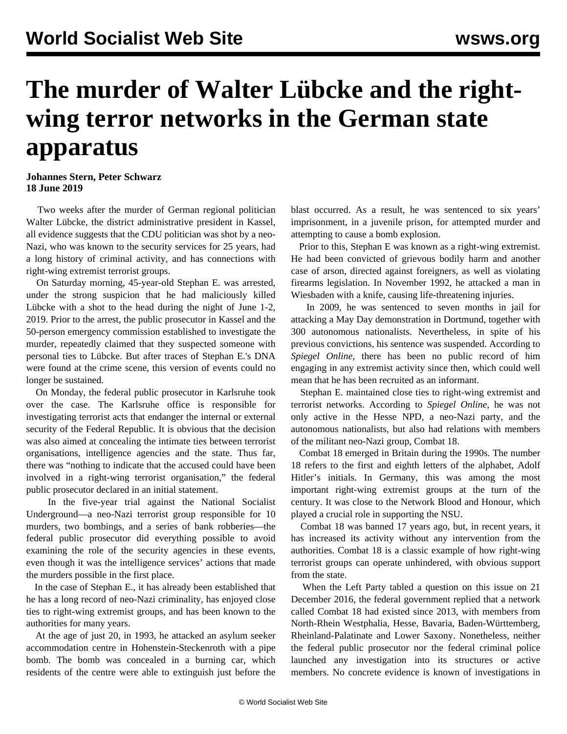# The murder of Walter Lübcke and the right-wing terror networks in the German state apparatus

**Johannes Stern, Peter Schwarz**
**18 June 2019**

Two weeks after the murder of German regional politician Walter Lübcke, the district administrative president in Kassel, all evidence suggests that the CDU politician was shot by a neo-Nazi, who was known to the security services for 25 years, had a long history of criminal activity, and has connections with right-wing extremist terrorist groups.

On Saturday morning, 45-year-old Stephan E. was arrested, under the strong suspicion that he had maliciously killed Lübcke with a shot to the head during the night of June 1-2, 2019. Prior to the arrest, the public prosecutor in Kassel and the 50-person emergency commission established to investigate the murder, repeatedly claimed that they suspected someone with personal ties to Lübcke. But after traces of Stephan E.'s DNA were found at the crime scene, this version of events could no longer be sustained.

On Monday, the federal public prosecutor in Karlsruhe took over the case. The Karlsruhe office is responsible for investigating terrorist acts that endanger the internal or external security of the Federal Republic. It is obvious that the decision was also aimed at concealing the intimate ties between terrorist organisations, intelligence agencies and the state. Thus far, there was "nothing to indicate that the accused could have been involved in a right-wing terrorist organisation," the federal public prosecutor declared in an initial statement.

In the five-year trial against the National Socialist Underground—a neo-Nazi terrorist group responsible for 10 murders, two bombings, and a series of bank robberies—the federal public prosecutor did everything possible to avoid examining the role of the security agencies in these events, even though it was the intelligence services' actions that made the murders possible in the first place.

In the case of Stephan E., it has already been established that he has a long record of neo-Nazi criminality, has enjoyed close ties to right-wing extremist groups, and has been known to the authorities for many years.

At the age of just 20, in 1993, he attacked an asylum seeker accommodation centre in Hohenstein-Steckenroth with a pipe bomb. The bomb was concealed in a burning car, which residents of the centre were able to extinguish just before the blast occurred. As a result, he was sentenced to six years' imprisonment, in a juvenile prison, for attempted murder and attempting to cause a bomb explosion.

Prior to this, Stephan E was known as a right-wing extremist. He had been convicted of grievous bodily harm and another case of arson, directed against foreigners, as well as violating firearms legislation. In November 1992, he attacked a man in Wiesbaden with a knife, causing life-threatening injuries.

In 2009, he was sentenced to seven months in jail for attacking a May Day demonstration in Dortmund, together with 300 autonomous nationalists. Nevertheless, in spite of his previous convictions, his sentence was suspended. According to *Spiegel Online*, there has been no public record of him engaging in any extremist activity since then, which could well mean that he has been recruited as an informant.

Stephan E. maintained close ties to right-wing extremist and terrorist networks. According to *Spiegel Online*, he was not only active in the Hesse NPD, a neo-Nazi party, and the autonomous nationalists, but also had relations with members of the militant neo-Nazi group, Combat 18.

Combat 18 emerged in Britain during the 1990s. The number 18 refers to the first and eighth letters of the alphabet, Adolf Hitler's initials. In Germany, this was among the most important right-wing extremist groups at the turn of the century. It was close to the Network Blood and Honour, which played a crucial role in supporting the NSU.

Combat 18 was banned 17 years ago, but, in recent years, it has increased its activity without any intervention from the authorities. Combat 18 is a classic example of how right-wing terrorist groups can operate unhindered, with obvious support from the state.

When the Left Party tabled a question on this issue on 21 December 2016, the federal government replied that a network called Combat 18 had existed since 2013, with members from North-Rhein Westphalia, Hesse, Bavaria, Baden-Württemberg, Rheinland-Palatinate and Lower Saxony. Nonetheless, neither the federal public prosecutor nor the federal criminal police launched any investigation into its structures or active members. No concrete evidence is known of investigations in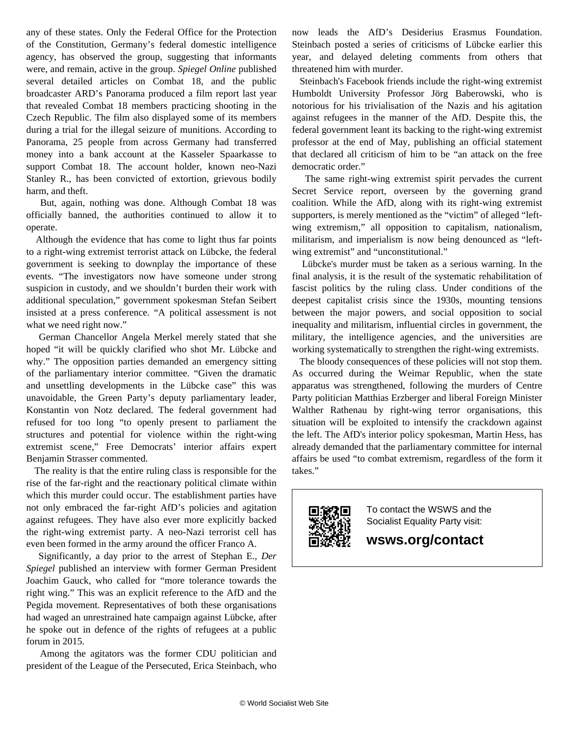any of these states. Only the Federal Office for the Protection of the Constitution, Germany's federal domestic intelligence agency, has observed the group, suggesting that informants were, and remain, active in the group. *Spiegel Online* published several detailed articles on Combat 18, and the public broadcaster ARD's Panorama produced a film report last year that revealed Combat 18 members practicing shooting in the Czech Republic. The film also displayed some of its members during a trial for the illegal seizure of munitions. According to Panorama, 25 people from across Germany had transferred money into a bank account at the Kasseler Spaarkasse to support Combat 18. The account holder, known neo-Nazi Stanley R., has been convicted of extortion, grievous bodily harm, and theft.

But, again, nothing was done. Although Combat 18 was officially banned, the authorities continued to allow it to operate.

Although the evidence that has come to light thus far points to a right-wing extremist terrorist attack on Lübcke, the federal government is seeking to downplay the importance of these events. "The investigators now have someone under strong suspicion in custody, and we shouldn't burden their work with additional speculation," government spokesman Stefan Seibert insisted at a press conference. "A political assessment is not what we need right now."

German Chancellor Angela Merkel merely stated that she hoped "it will be quickly clarified who shot Mr. Lübcke and why." The opposition parties demanded an emergency sitting of the parliamentary interior committee. "Given the dramatic and unsettling developments in the Lübcke case" this was unavoidable, the Green Party's deputy parliamentary leader, Konstantin von Notz declared. The federal government had refused for too long "to openly present to parliament the structures and potential for violence within the right-wing extremist scene," Free Democrats' interior affairs expert Benjamin Strasser commented.

The reality is that the entire ruling class is responsible for the rise of the far-right and the reactionary political climate within which this murder could occur. The establishment parties have not only embraced the far-right AfD's policies and agitation against refugees. They have also ever more explicitly backed the right-wing extremist party. A neo-Nazi terrorist cell has even been formed in the army around the officer Franco A.

Significantly, a day prior to the arrest of Stephan E., *Der Spiegel* published an interview with former German President Joachim Gauck, who called for "more tolerance towards the right wing." This was an explicit reference to the AfD and the Pegida movement. Representatives of both these organisations had waged an unrestrained hate campaign against Lübcke, after he spoke out in defence of the rights of refugees at a public forum in 2015.

Among the agitators was the former CDU politician and president of the League of the Persecuted, Erica Steinbach, who now leads the AfD's Desiderius Erasmus Foundation. Steinbach posted a series of criticisms of Lübcke earlier this year, and delayed deleting comments from others that threatened him with murder.

Steinbach's Facebook friends include the right-wing extremist Humboldt University Professor Jörg Baberowski, who is notorious for his trivialisation of the Nazis and his agitation against refugees in the manner of the AfD. Despite this, the federal government leant its backing to the right-wing extremist professor at the end of May, publishing an official statement that declared all criticism of him to be "an attack on the free democratic order."

The same right-wing extremist spirit pervades the current Secret Service report, overseen by the governing grand coalition. While the AfD, along with its right-wing extremist supporters, is merely mentioned as the "victim" of alleged "left-wing extremism," all opposition to capitalism, nationalism, militarism, and imperialism is now being denounced as "left-wing extremist" and "unconstitutional."

Lübcke's murder must be taken as a serious warning. In the final analysis, it is the result of the systematic rehabilitation of fascist politics by the ruling class. Under conditions of the deepest capitalist crisis since the 1930s, mounting tensions between the major powers, and social opposition to social inequality and militarism, influential circles in government, the military, the intelligence agencies, and the universities are working systematically to strengthen the right-wing extremists.

The bloody consequences of these policies will not stop them. As occurred during the Weimar Republic, when the state apparatus was strengthened, following the murders of Centre Party politician Matthias Erzberger and liberal Foreign Minister Walther Rathenau by right-wing terror organisations, this situation will be exploited to intensify the crackdown against the left. The AfD's interior policy spokesman, Martin Hess, has already demanded that the parliamentary committee for internal affairs be used "to combat extremism, regardless of the form it takes."

To contact the WSWS and the Socialist Equality Party visit:

**wsws.org/contact**